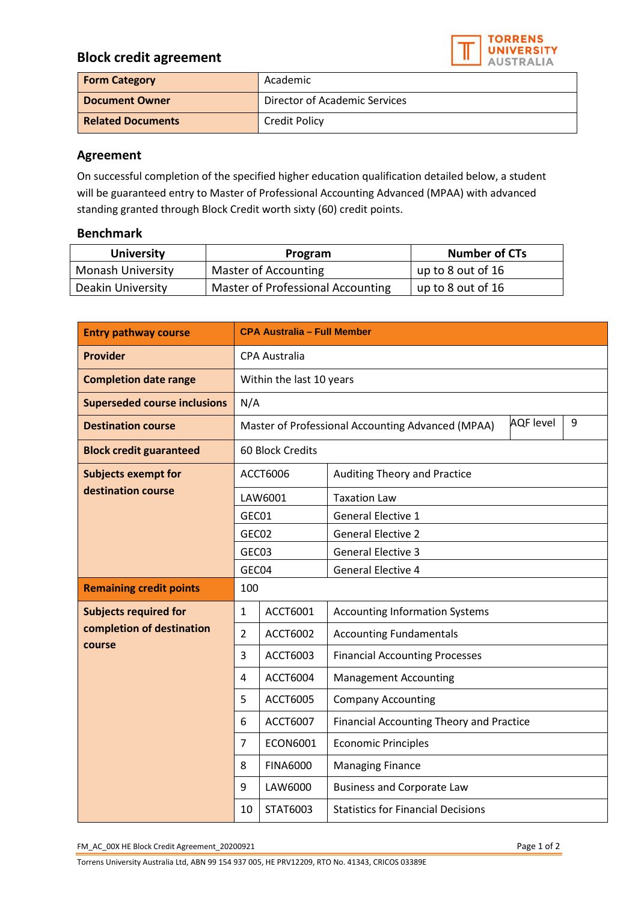# Block credit agreement

| Form Category | Academic |
|---|---|
| Document Owner | Director of Academic Services |
| Related Documents | Credit Policy |

## Agreement

On successful completion of the specified higher education qualification detailed below, a student will be guaranteed entry to Master of Professional Accounting Advanced (MPAA) with advanced standing granted through Block Credit worth sixty (60) credit points.

## Benchmark

| University | Program | Number of CTs |
|---|---|---|
| Monash University | Master of Accounting | up to 8 out of 16 |
| Deakin University | Master of Professional Accounting | up to 8 out of 16 |

| Entry pathway course | CPA Australia – Full Member | | |
|---|---|---|---|
| Provider | CPA Australia | | |
| Completion date range | Within the last 10 years | | |
| Superseded course inclusions | N/A | | |
| Destination course | Master of Professional Accounting Advanced (MPAA) | AQF level | 9 |
| Block credit guaranteed | 60 Block Credits | | |
| Subjects exempt for destination course | ACCT6006 | Auditing Theory and Practice | |
| | LAW6001 | Taxation Law | |
| | GEC01 | General Elective 1 | |
| | GEC02 | General Elective 2 | |
| | GEC03 | General Elective 3 | |
| | GEC04 | General Elective 4 | |
| Remaining credit points | 100 | | |

| Subjects required for completion of destination course | # | Code | Subject |
|---|---|---|---|
| | 1 | ACCT6001 | Accounting Information Systems |
| | 2 | ACCT6002 | Accounting Fundamentals |
| | 3 | ACCT6003 | Financial Accounting Processes |
| | 4 | ACCT6004 | Management Accounting |
| | 5 | ACCT6005 | Company Accounting |
| | 6 | ACCT6007 | Financial Accounting Theory and Practice |
| | 7 | ECON6001 | Economic Principles |
| | 8 | FINA6000 | Managing Finance |
| | 9 | LAW6000 | Business and Corporate Law |
| | 10 | STAT6003 | Statistics for Financial Decisions |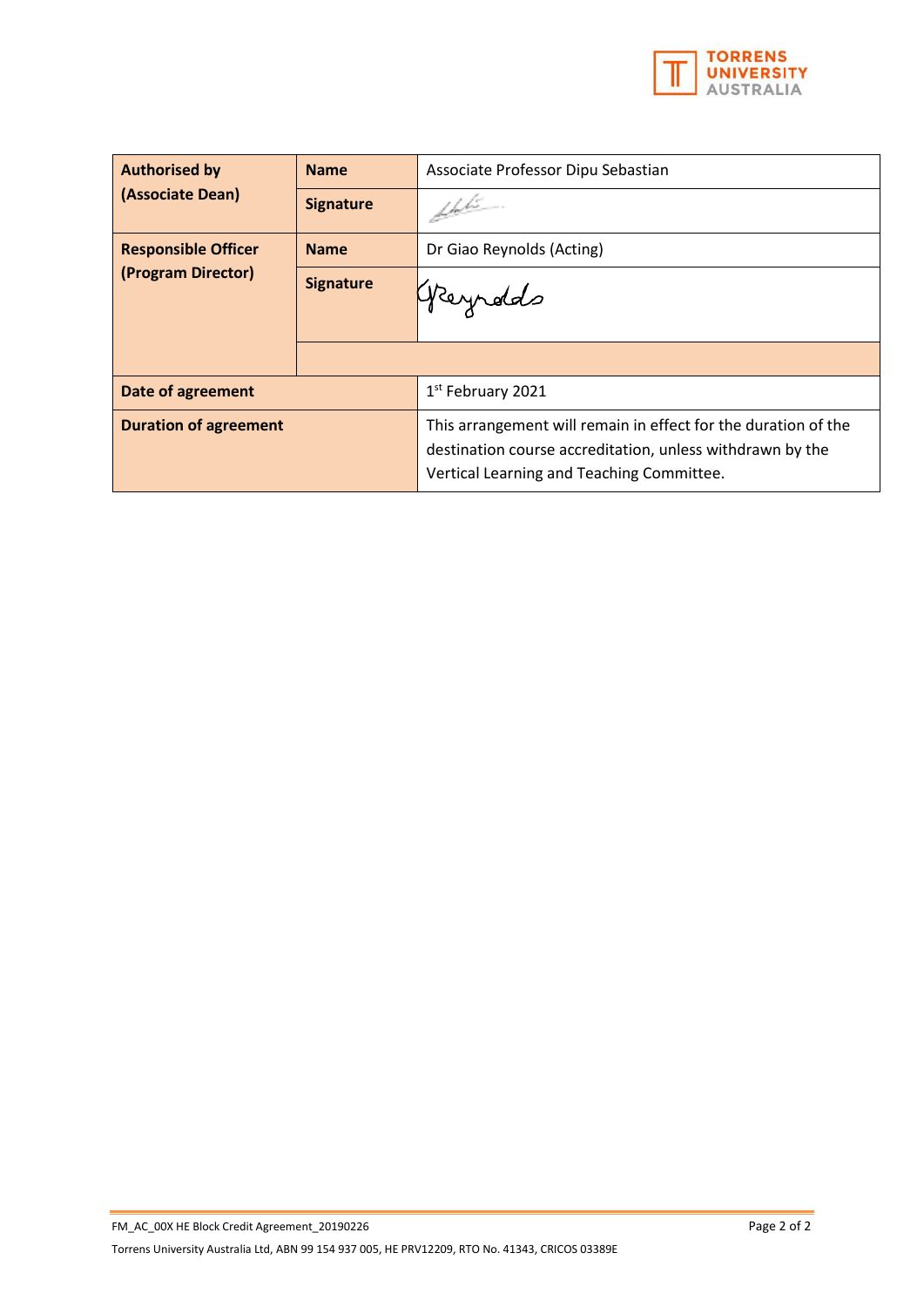| | | |
|---|---|---|
| **Authorised by (Associate Dean)** | **Name** | Associate Professor Dipu Sebastian |
| | **Signature** | |
| **Responsible Officer (Program Director)** | **Name** | Dr Giao Reynolds (Acting) |
| | **Signature** | GReynolds |
| | | |
| **Date of agreement** | | 1st February 2021 |
| **Duration of agreement** | | This arrangement will remain in effect for the duration of the destination course accreditation, unless withdrawn by the Vertical Learning and Teaching Committee. |

FM_AC_00X HE Block Credit Agreement_20190226

Torrens University Australia Ltd, ABN 99 154 937 005, HE PRV12209, RTO No. 41343, CRICOS 03389E